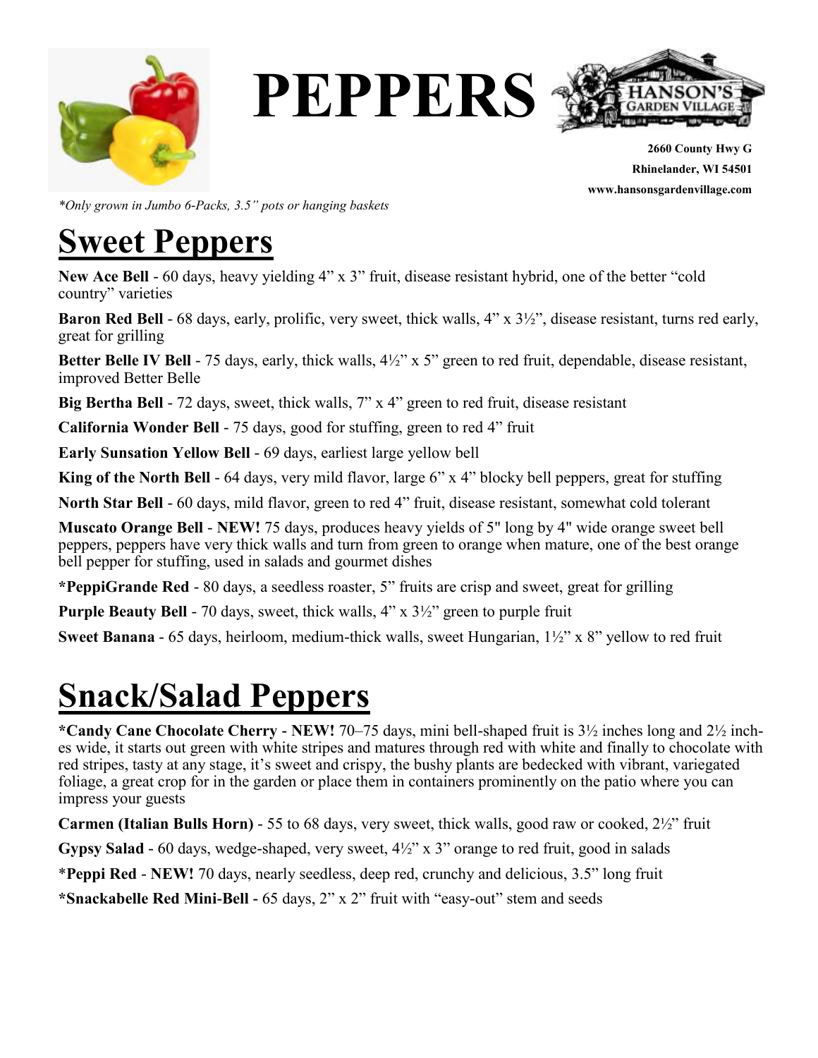# PEPPERS

**2660 County Hwy G**
**Rhinelander, WI 54501**
**www.hansonsgardenvillage.com**

*\*Only grown in Jumbo 6-Packs, 3.5" pots or hanging baskets*

## Sweet Peppers

**New Ace Bell** - 60 days, heavy yielding 4" x 3" fruit, disease resistant hybrid, one of the better "cold country" varieties

**Baron Red Bell** - 68 days, early, prolific, very sweet, thick walls, 4" x 3½", disease resistant, turns red early, great for grilling

**Better Belle IV Bell** - 75 days, early, thick walls, 4½" x 5" green to red fruit, dependable, disease resistant, improved Better Belle

**Big Bertha Bell** - 72 days, sweet, thick walls, 7" x 4" green to red fruit, disease resistant

**California Wonder Bell** - 75 days, good for stuffing, green to red 4" fruit

**Early Sunsation Yellow Bell** - 69 days, earliest large yellow bell

**King of the North Bell** - 64 days, very mild flavor, large 6" x 4" blocky bell peppers, great for stuffing

**North Star Bell** - 60 days, mild flavor, green to red 4" fruit, disease resistant, somewhat cold tolerant

**Muscato Orange Bell** - **NEW!** 75 days, produces heavy yields of 5" long by 4" wide orange sweet bell peppers, peppers have very thick walls and turn from green to orange when mature, one of the best orange bell pepper for stuffing, used in salads and gourmet dishes

**\*PeppiGrande Red** - 80 days, a seedless roaster, 5" fruits are crisp and sweet, great for grilling

**Purple Beauty Bell** - 70 days, sweet, thick walls, 4" x 3½" green to purple fruit

**Sweet Banana** - 65 days, heirloom, medium-thick walls, sweet Hungarian, 1½" x 8" yellow to red fruit

## Snack/Salad Peppers

**\*Candy Cane Chocolate Cherry** - **NEW!** 70–75 days, mini bell-shaped fruit is 3½ inches long and 2½ inches wide, it starts out green with white stripes and matures through red with white and finally to chocolate with red stripes, tasty at any stage, it's sweet and crispy, the bushy plants are bedecked with vibrant, variegated foliage, a great crop for in the garden or place them in containers prominently on the patio where you can impress your guests

**Carmen (Italian Bulls Horn)** - 55 to 68 days, very sweet, thick walls, good raw or cooked, 2½" fruit

**Gypsy Salad** - 60 days, wedge-shaped, very sweet, 4½" x 3" orange to red fruit, good in salads

\***Peppi Red** - **NEW!** 70 days, nearly seedless, deep red, crunchy and delicious, 3.5" long fruit

**\*Snackabelle Red Mini-Bell** - 65 days, 2" x 2" fruit with "easy-out" stem and seeds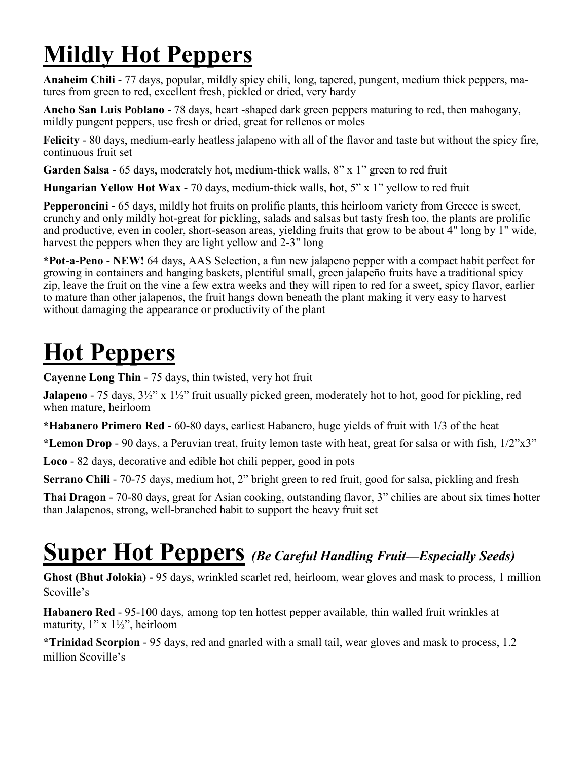# Mildly Hot Peppers

**Anaheim Chili** - 77 days, popular, mildly spicy chili, long, tapered, pungent, medium thick peppers, matures from green to red, excellent fresh, pickled or dried, very hardy

**Ancho San Luis Poblano** - 78 days, heart -shaped dark green peppers maturing to red, then mahogany, mildly pungent peppers, use fresh or dried, great for rellenos or moles

**Felicity** - 80 days, medium-early heatless jalapeno with all of the flavor and taste but without the spicy fire, continuous fruit set

**Garden Salsa** - 65 days, moderately hot, medium-thick walls, 8" x 1" green to red fruit

**Hungarian Yellow Hot Wax** - 70 days, medium-thick walls, hot, 5" x 1" yellow to red fruit

**Pepperoncini** - 65 days, mildly hot fruits on prolific plants, this heirloom variety from Greece is sweet, crunchy and only mildly hot-great for pickling, salads and salsas but tasty fresh too, the plants are prolific and productive, even in cooler, short-season areas, yielding fruits that grow to be about 4" long by 1" wide, harvest the peppers when they are light yellow and 2-3" long

**\*Pot-a-Peno** - **NEW!** 64 days, AAS Selection, a fun new jalapeno pepper with a compact habit perfect for growing in containers and hanging baskets, plentiful small, green jalapeño fruits have a traditional spicy zip, leave the fruit on the vine a few extra weeks and they will ripen to red for a sweet, spicy flavor, earlier to mature than other jalapenos, the fruit hangs down beneath the plant making it very easy to harvest without damaging the appearance or productivity of the plant

# Hot Peppers

**Cayenne Long Thin** - 75 days, thin twisted, very hot fruit

**Jalapeno** - 75 days, 3½" x 1½" fruit usually picked green, moderately hot to hot, good for pickling, red when mature, heirloom

**\*Habanero Primero Red** - 60-80 days, earliest Habanero, huge yields of fruit with 1/3 of the heat

**\*Lemon Drop** - 90 days, a Peruvian treat, fruity lemon taste with heat, great for salsa or with fish, 1/2"x3"

**Loco** - 82 days, decorative and edible hot chili pepper, good in pots

**Serrano Chili** - 70-75 days, medium hot, 2" bright green to red fruit, good for salsa, pickling and fresh

**Thai Dragon** - 70-80 days, great for Asian cooking, outstanding flavor, 3" chilies are about six times hotter than Jalapenos, strong, well-branched habit to support the heavy fruit set

# Super Hot Peppers *(Be Careful Handling Fruit—Especially Seeds)*

**Ghost (Bhut Jolokia)** - 95 days, wrinkled scarlet red, heirloom, wear gloves and mask to process, 1 million Scoville's

**Habanero Red** - 95-100 days, among top ten hottest pepper available, thin walled fruit wrinkles at maturity, 1" x 1½", heirloom

**\*Trinidad Scorpion** - 95 days, red and gnarled with a small tail, wear gloves and mask to process, 1.2 million Scoville's